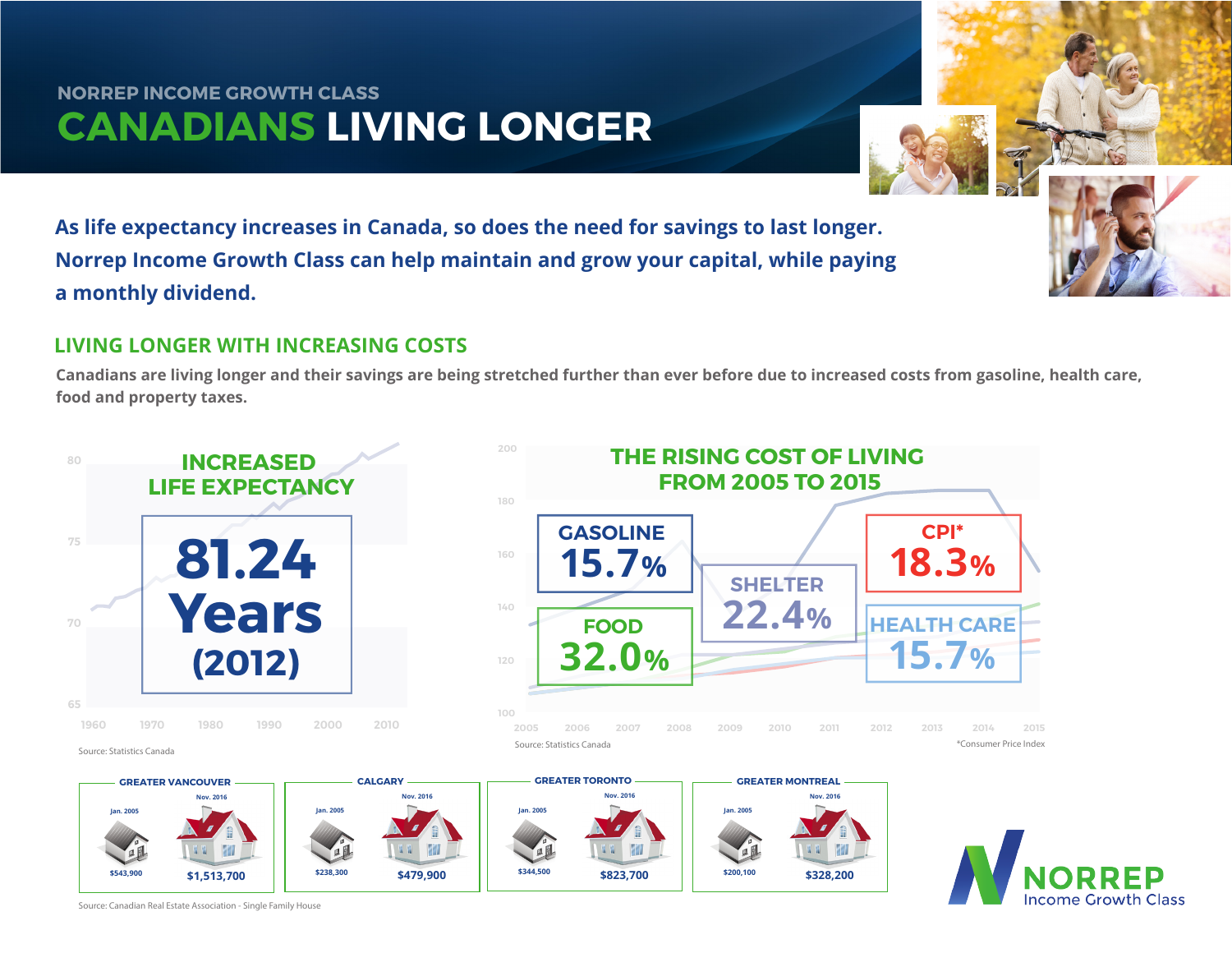NORREP INCOME GROWTH CLASS

# CANADIANS LIVING LONGER

**As life expectancy increases in Canada, so does the need for savings to last longer. Norrep Income Growth Class can help maintain and grow your capital, while paying a monthly dividend.**

## LIVING LONGER WITH INCREASING COSTS

**Canadians are living longer and their savings are being stretched further than ever before due to increased costs from gasoline, health care, food and property taxes.**

### INCREASED LIFE EXPECTANCY

**81.24 Years (2012)**

Source: Statistics Canada

### THE RISING COST OF LIVING FROM 2005 TO 2015

| Category | Increase |
|---|---|
| GASOLINE | 15.7% |
| FOOD | 32.0% |
| SHELTER | 22.4% |
| CPI* | 18.3% |
| HEALTH CARE | 15.7% |

Source: Statistics Canada

*Consumer Price Index

| Region | Jan. 2005 | Nov. 2016 |
|---|---|---|
| GREATER VANCOUVER | $543,900 | $1,513,700 |
| CALGARY | $238,300 | $479,900 |
| GREATER TORONTO | $344,500 | $823,700 |
| GREATER MONTREAL | $200,100 | $328,200 |

Source: Canadian Real Estate Association - Single Family House

NORREP Income Growth Class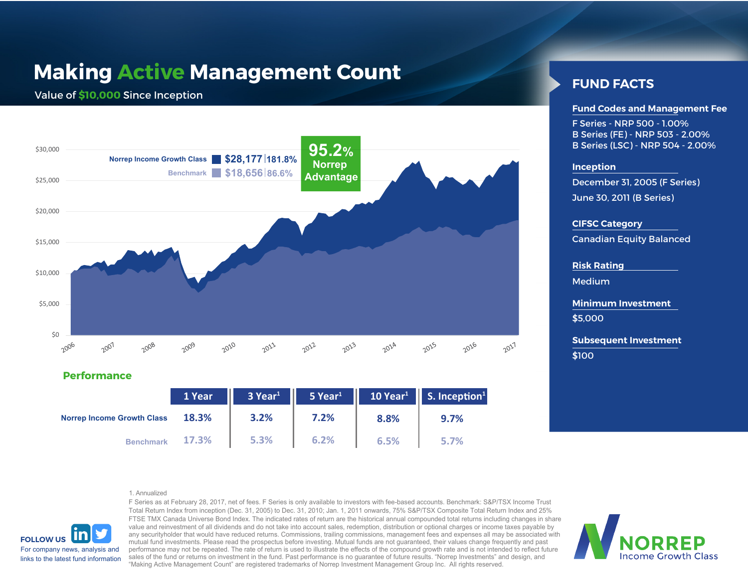# Making Active Management Count

Value of $10,000 Since Inception

$30,000
$25,000
$20,000
$15,000
$10,000
$5,000
$0

Norrep Income Growth Class $28,177 | 181.8%

Benchmark $18,656 | 86.6%

95.2% Norrep Advantage

2006 2007 2008 2009 2010 2011 2012 2013 2014 2015 2016 2017

## Performance

| | 1 Year | 3 Year[1] | 5 Year[1] | 10 Year[1] | S. Inception[1] |
|---|---|---|---|---|---|
| Norrep Income Growth Class | 18.3% | 3.2% | 7.2% | 8.8% | 9.7% |
| Benchmark | 17.3% | 5.3% | 6.2% | 6.5% | 5.7% |

## FUND FACTS

**Fund Codes and Management Fee**

F Series - NRP 500 - 1.00%
B Series (FE) - NRP 503 - 2.00%
B Series (LSC) - NRP 504 - 2.00%

**Inception**

December 31, 2005 (F Series)

June 30, 2011 (B Series)

**CIFSC Category**

Canadian Equity Balanced

**Risk Rating**

Medium

**Minimum Investment**

$5,000

**Subsequent Investment**

$100

1. Annualized

F Series as at February 28, 2017, net of fees. F Series is only available to investors with fee-based accounts. Benchmark: S&P/TSX Income Trust Total Return Index from inception (Dec. 31, 2005) to Dec. 31, 2010; Jan. 1, 2011 onwards, 75% S&P/TSX Composite Total Return Index and 25% FTSE TMX Canada Universe Bond Index. The indicated rates of return are the historical annual compounded total returns including changes in share value and reinvestment of all dividends and do not take into account sales, redemption, distribution or optional charges or income taxes payable by any securityholder that would have reduced returns. Commissions, trailing commissions, management fees and expenses all may be associated with mutual fund investments. Please read the prospectus before investing. Mutual funds are not guaranteed, their values change frequently and past performance may not be repeated. The rate of return is used to illustrate the effects of the compound growth rate and is not intended to reflect future sales of the fund or returns on investment in the fund. Past performance is no guarantee of future results. “Norrep Investments” and design, and “Making Active Management Count” are registered trademarks of Norrep Investment Management Group Inc. All rights reserved.

**FOLLOW US**

For company news, analysis and links to the latest fund information

NORREP Income Growth Class